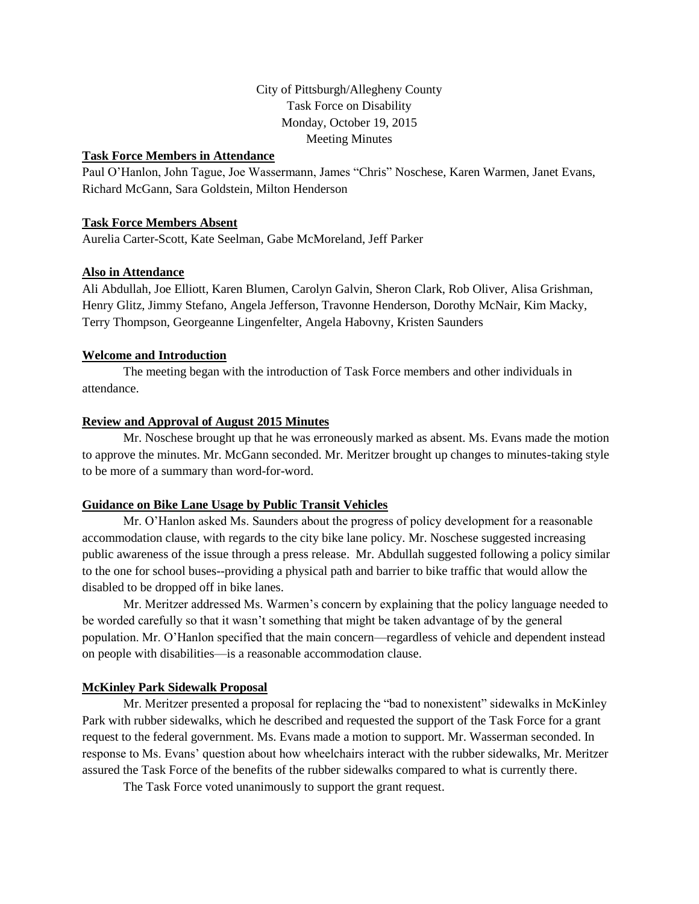City of Pittsburgh/Allegheny County
Task Force on Disability
Monday, October 19, 2015
Meeting Minutes

## Task Force Members in Attendance

Paul O'Hanlon, John Tague, Joe Wassermann, James "Chris" Noschese, Karen Warmen, Janet Evans, Richard McGann, Sara Goldstein, Milton Henderson

## Task Force Members Absent

Aurelia Carter-Scott, Kate Seelman, Gabe McMoreland, Jeff Parker

## Also in Attendance

Ali Abdullah, Joe Elliott, Karen Blumen, Carolyn Galvin, Sheron Clark, Rob Oliver, Alisa Grishman, Henry Glitz, Jimmy Stefano, Angela Jefferson, Travonne Henderson, Dorothy McNair, Kim Macky, Terry Thompson, Georgeanne Lingenfelter, Angela Habovny, Kristen Saunders

## Welcome and Introduction

The meeting began with the introduction of Task Force members and other individuals in attendance.

## Review and Approval of August 2015 Minutes

Mr. Noschese brought up that he was erroneously marked as absent. Ms. Evans made the motion to approve the minutes. Mr. McGann seconded. Mr. Meritzer brought up changes to minutes-taking style to be more of a summary than word-for-word.

## Guidance on Bike Lane Usage by Public Transit Vehicles

Mr. O'Hanlon asked Ms. Saunders about the progress of policy development for a reasonable accommodation clause, with regards to the city bike lane policy. Mr. Noschese suggested increasing public awareness of the issue through a press release. Mr. Abdullah suggested following a policy similar to the one for school buses--providing a physical path and barrier to bike traffic that would allow the disabled to be dropped off in bike lanes.

Mr. Meritzer addressed Ms. Warmen's concern by explaining that the policy language needed to be worded carefully so that it wasn't something that might be taken advantage of by the general population. Mr. O'Hanlon specified that the main concern—regardless of vehicle and dependent instead on people with disabilities—is a reasonable accommodation clause.

## McKinley Park Sidewalk Proposal

Mr. Meritzer presented a proposal for replacing the "bad to nonexistent" sidewalks in McKinley Park with rubber sidewalks, which he described and requested the support of the Task Force for a grant request to the federal government. Ms. Evans made a motion to support. Mr. Wasserman seconded. In response to Ms. Evans' question about how wheelchairs interact with the rubber sidewalks, Mr. Meritzer assured the Task Force of the benefits of the rubber sidewalks compared to what is currently there.

The Task Force voted unanimously to support the grant request.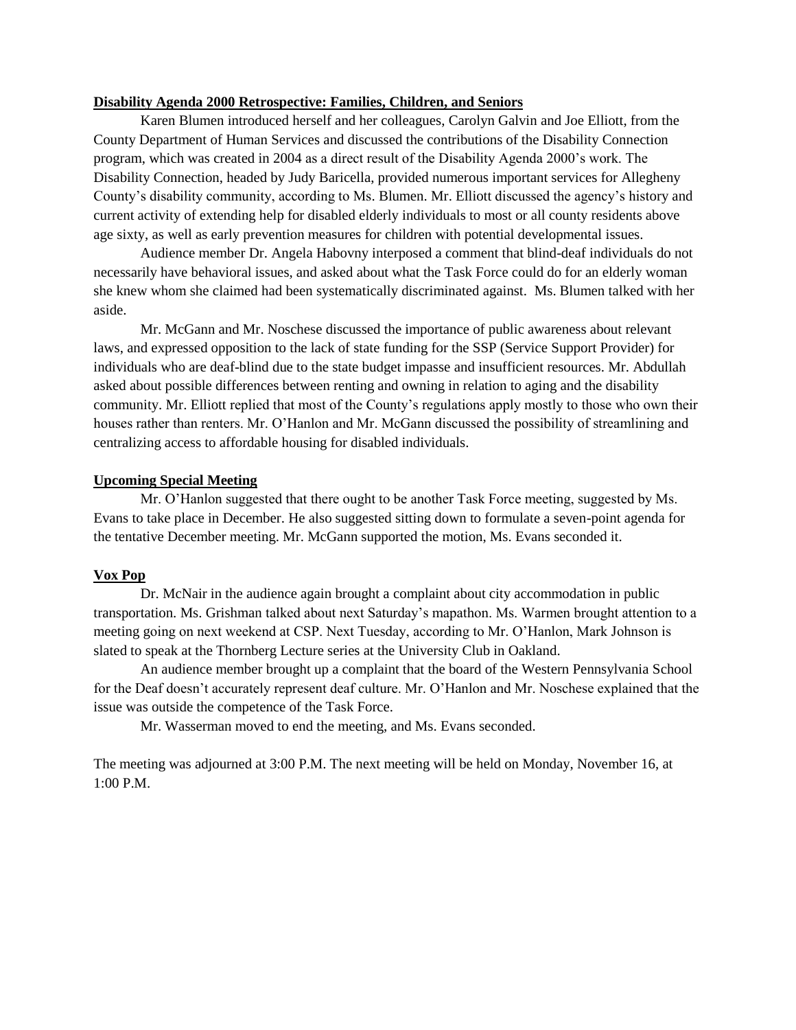**Disability Agenda 2000 Retrospective: Families, Children, and Seniors**

Karen Blumen introduced herself and her colleagues, Carolyn Galvin and Joe Elliott, from the County Department of Human Services and discussed the contributions of the Disability Connection program, which was created in 2004 as a direct result of the Disability Agenda 2000's work. The Disability Connection, headed by Judy Baricella, provided numerous important services for Allegheny County's disability community, according to Ms. Blumen. Mr. Elliott discussed the agency's history and current activity of extending help for disabled elderly individuals to most or all county residents above age sixty, as well as early prevention measures for children with potential developmental issues.

Audience member Dr. Angela Habovny interposed a comment that blind-deaf individuals do not necessarily have behavioral issues, and asked about what the Task Force could do for an elderly woman she knew whom she claimed had been systematically discriminated against. Ms. Blumen talked with her aside.

Mr. McGann and Mr. Noschese discussed the importance of public awareness about relevant laws, and expressed opposition to the lack of state funding for the SSP (Service Support Provider) for individuals who are deaf-blind due to the state budget impasse and insufficient resources. Mr. Abdullah asked about possible differences between renting and owning in relation to aging and the disability community. Mr. Elliott replied that most of the County's regulations apply mostly to those who own their houses rather than renters. Mr. O'Hanlon and Mr. McGann discussed the possibility of streamlining and centralizing access to affordable housing for disabled individuals.

**Upcoming Special Meeting**

Mr. O'Hanlon suggested that there ought to be another Task Force meeting, suggested by Ms. Evans to take place in December. He also suggested sitting down to formulate a seven-point agenda for the tentative December meeting. Mr. McGann supported the motion, Ms. Evans seconded it.

**Vox Pop**

Dr. McNair in the audience again brought a complaint about city accommodation in public transportation. Ms. Grishman talked about next Saturday's mapathon. Ms. Warmen brought attention to a meeting going on next weekend at CSP. Next Tuesday, according to Mr. O'Hanlon, Mark Johnson is slated to speak at the Thornberg Lecture series at the University Club in Oakland.

An audience member brought up a complaint that the board of the Western Pennsylvania School for the Deaf doesn't accurately represent deaf culture. Mr. O'Hanlon and Mr. Noschese explained that the issue was outside the competence of the Task Force.

Mr. Wasserman moved to end the meeting, and Ms. Evans seconded.

The meeting was adjourned at 3:00 P.M. The next meeting will be held on Monday, November 16, at 1:00 P.M.